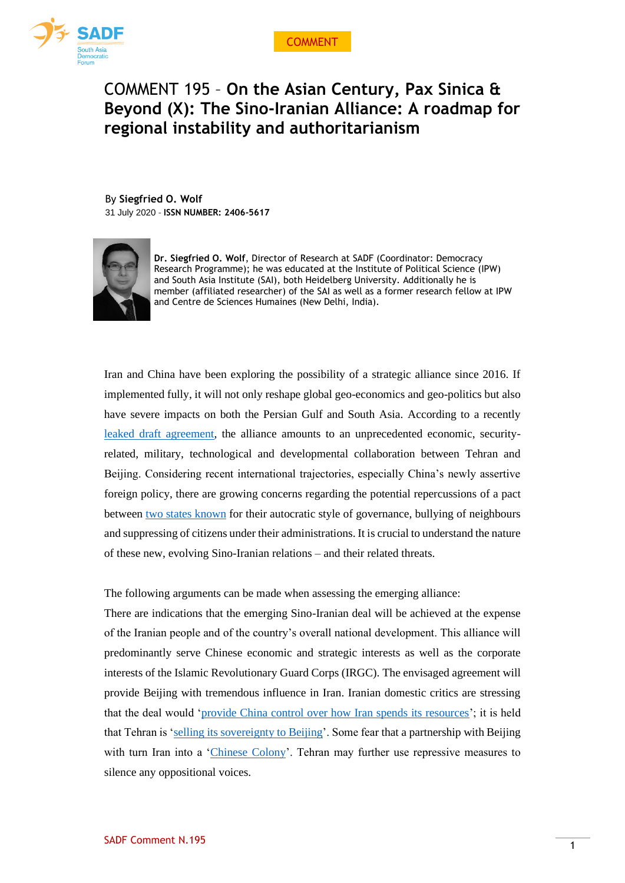COMMENT

# COMMENT 195 – On the Asian Century, Pax Sinica & Beyond (X): The Sino-Iranian Alliance: A roadmap for regional instability and authoritarianism

By **Siegfried O. Wolf**
31 July 2020 - **ISSN NUMBER: 2406-5617**

**Dr. Siegfried O. Wolf**, Director of Research at SADF (Coordinator: Democracy Research Programme); he was educated at the Institute of Political Science (IPW) and South Asia Institute (SAI), both Heidelberg University. Additionally he is member (affiliated researcher) of the SAI as well as a former research fellow at IPW and Centre de Sciences Humaines (New Delhi, India).

Iran and China have been exploring the possibility of a strategic alliance since 2016. If implemented fully, it will not only reshape global geo-economics and geo-politics but also have severe impacts on both the Persian Gulf and South Asia. According to a recently leaked draft agreement, the alliance amounts to an unprecedented economic, security-related, military, technological and developmental collaboration between Tehran and Beijing. Considering recent international trajectories, especially China's newly assertive foreign policy, there are growing concerns regarding the potential repercussions of a pact between two states known for their autocratic style of governance, bullying of neighbours and suppressing of citizens under their administrations. It is crucial to understand the nature of these new, evolving Sino-Iranian relations – and their related threats.

The following arguments can be made when assessing the emerging alliance:

There are indications that the emerging Sino-Iranian deal will be achieved at the expense of the Iranian people and of the country's overall national development. This alliance will predominantly serve Chinese economic and strategic interests as well as the corporate interests of the Islamic Revolutionary Guard Corps (IRGC). The envisaged agreement will provide Beijing with tremendous influence in Iran. Iranian domestic critics are stressing that the deal would 'provide China control over how Iran spends its resources'; it is held that Tehran is 'selling its sovereignty to Beijing'. Some fear that a partnership with Beijing with turn Iran into a 'Chinese Colony'. Tehran may further use repressive measures to silence any oppositional voices.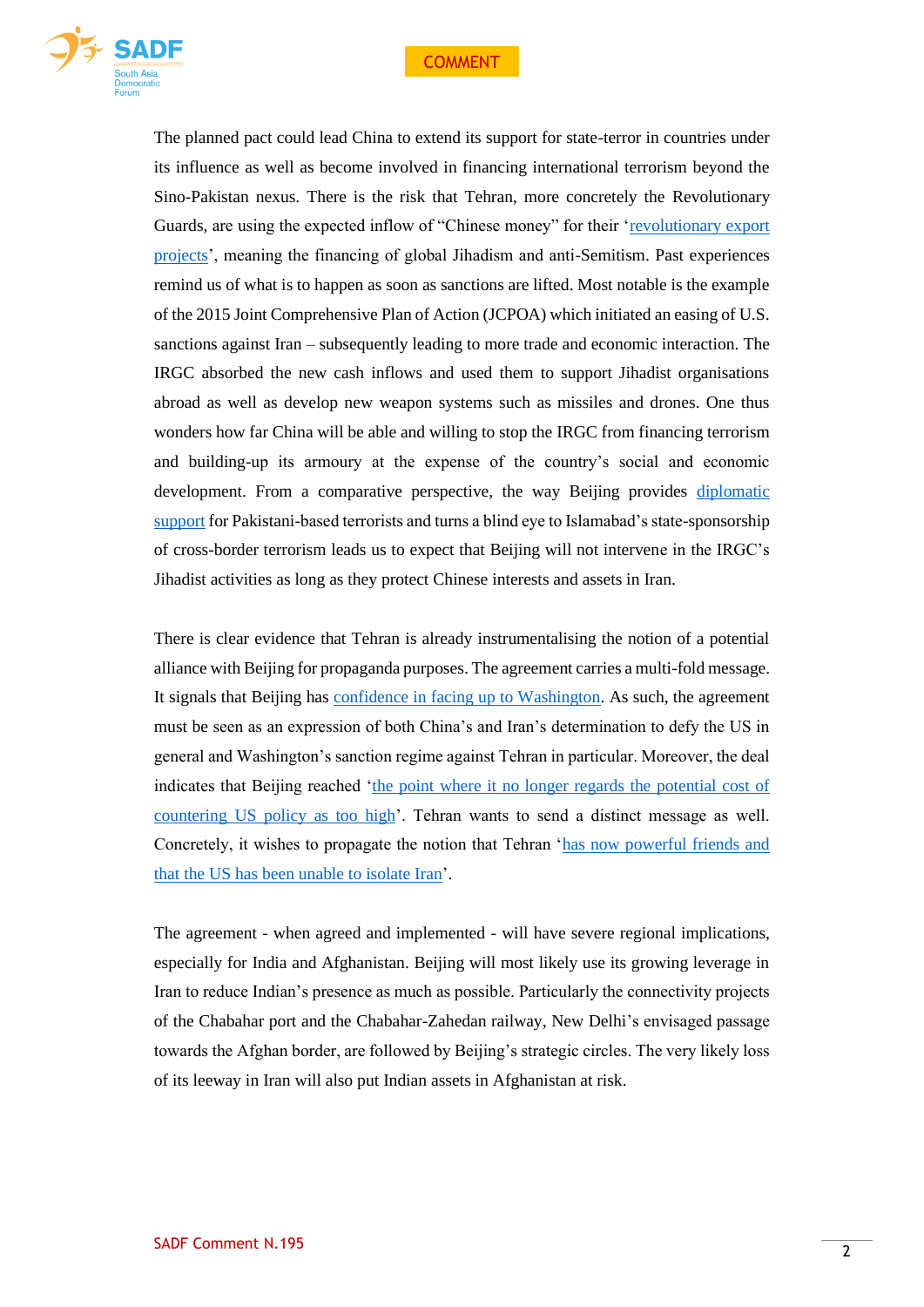The planned pact could lead China to extend its support for state-terror in countries under its influence as well as become involved in financing international terrorism beyond the Sino-Pakistan nexus. There is the risk that Tehran, more concretely the Revolutionary Guards, are using the expected inflow of "Chinese money" for their '[revolutionary export projects]', meaning the financing of global Jihadism and anti-Semitism. Past experiences remind us of what is to happen as soon as sanctions are lifted. Most notable is the example of the 2015 Joint Comprehensive Plan of Action (JCPOA) which initiated an easing of U.S. sanctions against Iran – subsequently leading to more trade and economic interaction. The IRGC absorbed the new cash inflows and used them to support Jihadist organisations abroad as well as develop new weapon systems such as missiles and drones. One thus wonders how far China will be able and willing to stop the IRGC from financing terrorism and building-up its armoury at the expense of the country's social and economic development. From a comparative perspective, the way Beijing provides [diplomatic support] for Pakistani-based terrorists and turns a blind eye to Islamabad's state-sponsorship of cross-border terrorism leads us to expect that Beijing will not intervene in the IRGC's Jihadist activities as long as they protect Chinese interests and assets in Iran.

There is clear evidence that Tehran is already instrumentalising the notion of a potential alliance with Beijing for propaganda purposes. The agreement carries a multi-fold message. It signals that Beijing has [confidence in facing up to Washington]. As such, the agreement must be seen as an expression of both China's and Iran's determination to defy the US in general and Washington's sanction regime against Tehran in particular. Moreover, the deal indicates that Beijing reached '[the point where it no longer regards the potential cost of countering US policy as too high]'. Tehran wants to send a distinct message as well. Concretely, it wishes to propagate the notion that Tehran '[has now powerful friends and that the US has been unable to isolate Iran]'.

The agreement - when agreed and implemented - will have severe regional implications, especially for India and Afghanistan. Beijing will most likely use its growing leverage in Iran to reduce Indian's presence as much as possible. Particularly the connectivity projects of the Chabahar port and the Chabahar-Zahedan railway, New Delhi's envisaged passage towards the Afghan border, are followed by Beijing's strategic circles. The very likely loss of its leeway in Iran will also put Indian assets in Afghanistan at risk.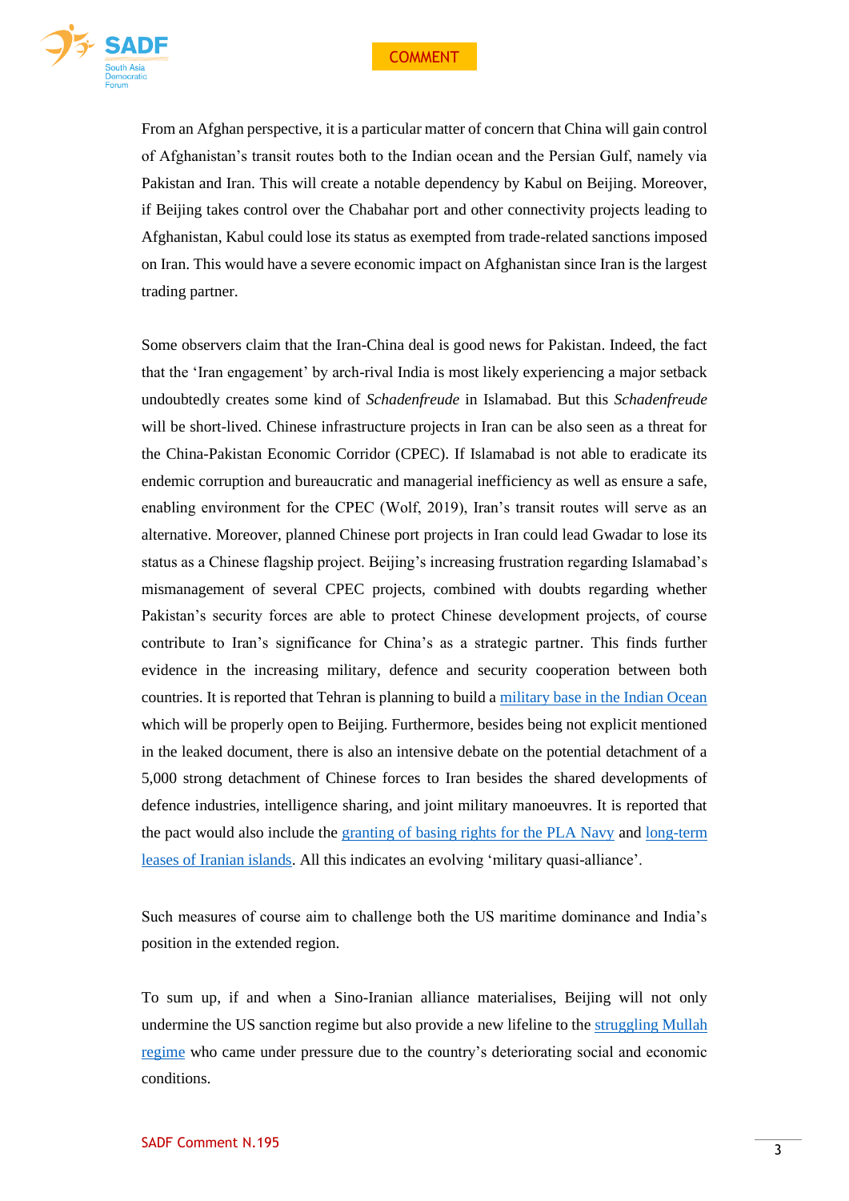From an Afghan perspective, it is a particular matter of concern that China will gain control of Afghanistan's transit routes both to the Indian ocean and the Persian Gulf, namely via Pakistan and Iran. This will create a notable dependency by Kabul on Beijing. Moreover, if Beijing takes control over the Chabahar port and other connectivity projects leading to Afghanistan, Kabul could lose its status as exempted from trade-related sanctions imposed on Iran. This would have a severe economic impact on Afghanistan since Iran is the largest trading partner.

Some observers claim that the Iran-China deal is good news for Pakistan. Indeed, the fact that the 'Iran engagement' by arch-rival India is most likely experiencing a major setback undoubtedly creates some kind of *Schadenfreude* in Islamabad. But this *Schadenfreude* will be short-lived. Chinese infrastructure projects in Iran can be also seen as a threat for the China-Pakistan Economic Corridor (CPEC). If Islamabad is not able to eradicate its endemic corruption and bureaucratic and managerial inefficiency as well as ensure a safe, enabling environment for the CPEC (Wolf, 2019), Iran's transit routes will serve as an alternative. Moreover, planned Chinese port projects in Iran could lead Gwadar to lose its status as a Chinese flagship project. Beijing's increasing frustration regarding Islamabad's mismanagement of several CPEC projects, combined with doubts regarding whether Pakistan's security forces are able to protect Chinese development projects, of course contribute to Iran's significance for China's as a strategic partner. This finds further evidence in the increasing military, defence and security cooperation between both countries. It is reported that Tehran is planning to build a military base in the Indian Ocean which will be properly open to Beijing. Furthermore, besides being not explicit mentioned in the leaked document, there is also an intensive debate on the potential detachment of a 5,000 strong detachment of Chinese forces to Iran besides the shared developments of defence industries, intelligence sharing, and joint military manoeuvres. It is reported that the pact would also include the granting of basing rights for the PLA Navy and long-term leases of Iranian islands. All this indicates an evolving 'military quasi-alliance'.

Such measures of course aim to challenge both the US maritime dominance and India's position in the extended region.

To sum up, if and when a Sino-Iranian alliance materialises, Beijing will not only undermine the US sanction regime but also provide a new lifeline to the struggling Mullah regime who came under pressure due to the country's deteriorating social and economic conditions.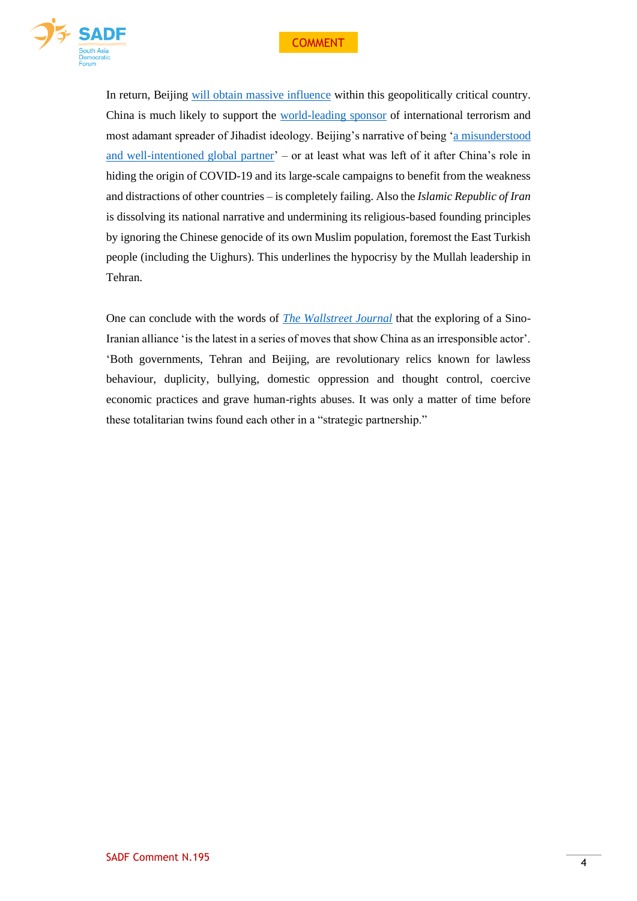In return, Beijing will obtain massive influence within this geopolitically critical country. China is much likely to support the world-leading sponsor of international terrorism and most adamant spreader of Jihadist ideology. Beijing's narrative of being 'a misunderstood and well-intentioned global partner' – or at least what was left of it after China's role in hiding the origin of COVID-19 and its large-scale campaigns to benefit from the weakness and distractions of other countries – is completely failing. Also the *Islamic Republic of Iran* is dissolving its national narrative and undermining its religious-based founding principles by ignoring the Chinese genocide of its own Muslim population, foremost the East Turkish people (including the Uighurs). This underlines the hypocrisy by the Mullah leadership in Tehran.

One can conclude with the words of *The Wallstreet Journal* that the exploring of a Sino-Iranian alliance 'is the latest in a series of moves that show China as an irresponsible actor'. 'Both governments, Tehran and Beijing, are revolutionary relics known for lawless behaviour, duplicity, bullying, domestic oppression and thought control, coercive economic practices and grave human-rights abuses. It was only a matter of time before these totalitarian twins found each other in a "strategic partnership."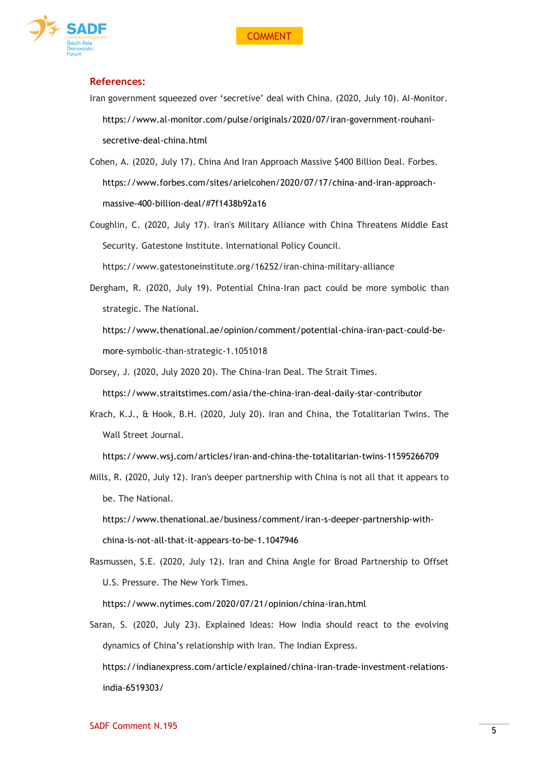## References:

Iran government squeezed over 'secretive' deal with China. (2020, July 10). Al-Monitor. https://www.al-monitor.com/pulse/originals/2020/07/iran-government-rouhani-secretive-deal-china.html

Cohen, A. (2020, July 17). China And Iran Approach Massive $400 Billion Deal. Forbes. https://www.forbes.com/sites/arielcohen/2020/07/17/china-and-iran-approach-massive-400-billion-deal/#7f1438b92a16

Coughlin, C. (2020, July 17). Iran's Military Alliance with China Threatens Middle East Security. Gatestone Institute. International Policy Council. https://www.gatestoneinstitute.org/16252/iran-china-military-alliance

Dergham, R. (2020, July 19). Potential China-Iran pact could be more symbolic than strategic. The National. https://www.thenational.ae/opinion/comment/potential-china-iran-pact-could-be-more-symbolic-than-strategic-1.1051018

Dorsey, J. (2020, July 2020 20). The China-Iran Deal. The Strait Times. https://www.straitstimes.com/asia/the-china-iran-deal-daily-star-contributor

Krach, K.J., & Hook, B.H. (2020, July 20). Iran and China, the Totalitarian Twins. The Wall Street Journal. https://www.wsj.com/articles/iran-and-china-the-totalitarian-twins-11595266709

Mills, R. (2020, July 12). Iran's deeper partnership with China is not all that it appears to be. The National. https://www.thenational.ae/business/comment/iran-s-deeper-partnership-with-china-is-not-all-that-it-appears-to-be-1.1047946

Rasmussen, S.E. (2020, July 12). Iran and China Angle for Broad Partnership to Offset U.S. Pressure. The New York Times. https://www.nytimes.com/2020/07/21/opinion/china-iran.html

Saran, S. (2020, July 23). Explained Ideas: How India should react to the evolving dynamics of China's relationship with Iran. The Indian Express. https://indianexpress.com/article/explained/china-iran-trade-investment-relations-india-6519303/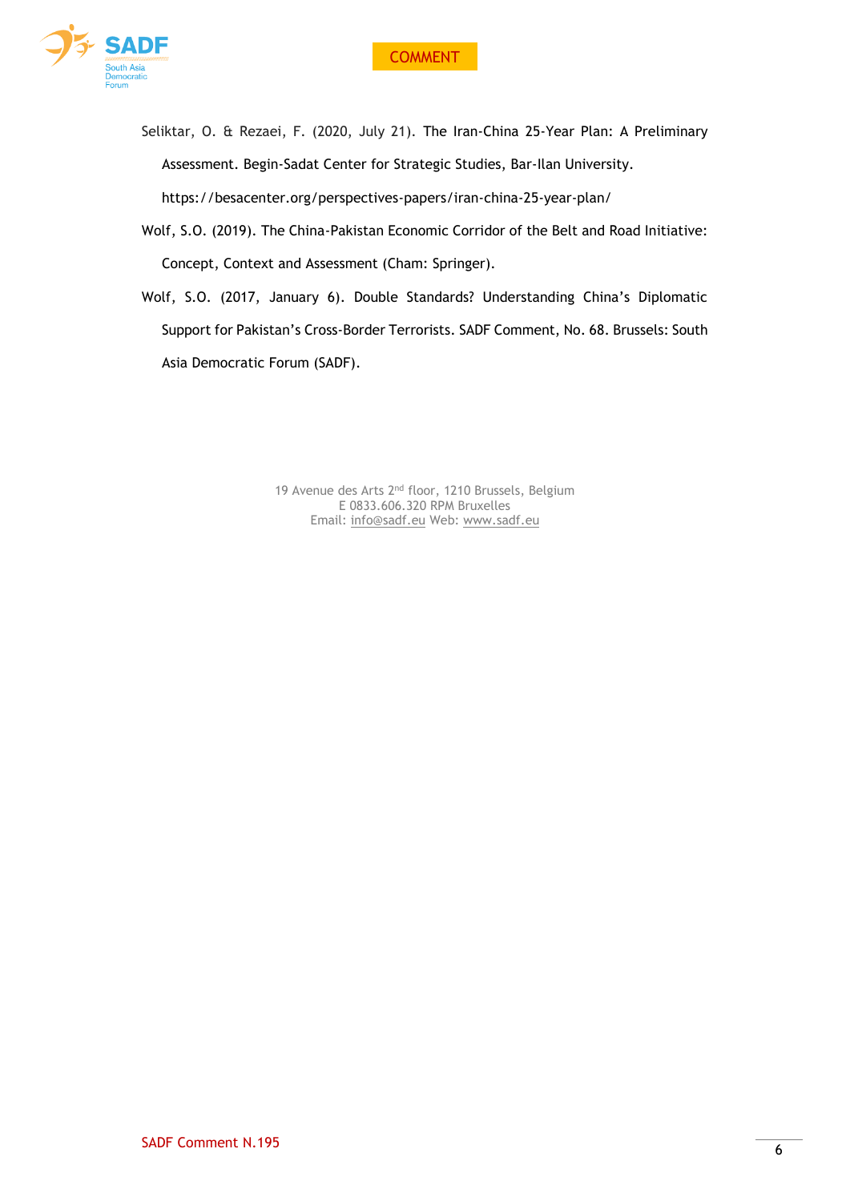Seliktar, O. & Rezaei, F. (2020, July 21). The Iran-China 25-Year Plan: A Preliminary Assessment. Begin-Sadat Center for Strategic Studies, Bar-Ilan University. https://besacenter.org/perspectives-papers/iran-china-25-year-plan/

Wolf, S.O. (2019). The China-Pakistan Economic Corridor of the Belt and Road Initiative: Concept, Context and Assessment (Cham: Springer).

Wolf, S.O. (2017, January 6). Double Standards? Understanding China's Diplomatic Support for Pakistan's Cross-Border Terrorists. SADF Comment, No. 68. Brussels: South Asia Democratic Forum (SADF).

19 Avenue des Arts 2nd floor, 1210 Brussels, Belgium
E 0833.606.320 RPM Bruxelles
Email: info@sadf.eu Web: www.sadf.eu